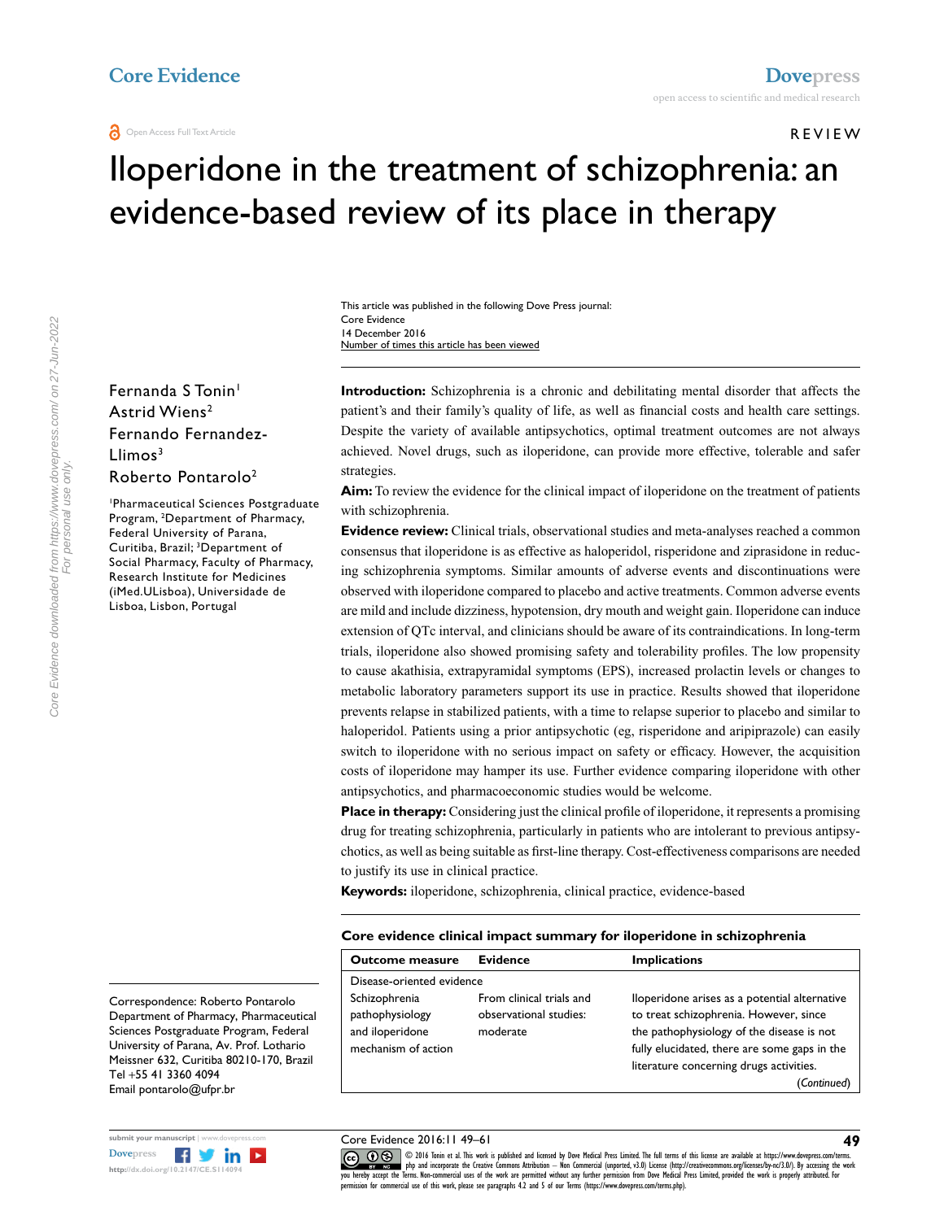# Iloperidone in the treatment of schizophrenia: an evidence-based review of its place in therapy

This article was published in the following Dove Press journal:
Core Evidence
14 December 2016
Number of times this article has been viewed

Fernanda S Tonin[1]
Astrid Wiens[2]
Fernando Fernandez-Llimos[3]
Roberto Pontarolo[2]

[1]Pharmaceutical Sciences Postgraduate Program, [2]Department of Pharmacy, Federal University of Parana, Curitiba, Brazil; [3]Department of Social Pharmacy, Faculty of Pharmacy, Research Institute for Medicines (iMed.ULisboa), Universidade de Lisboa, Lisbon, Portugal

Correspondence: Roberto Pontarolo
Department of Pharmacy, Pharmaceutical Sciences Postgraduate Program, Federal University of Parana, Av. Prof. Lothario Meissner 632, Curitiba 80210-170, Brazil
Tel +55 41 3360 4094
Email pontarolo@ufpr.br

**Introduction:** Schizophrenia is a chronic and debilitating mental disorder that affects the patient's and their family's quality of life, as well as financial costs and health care settings. Despite the variety of available antipsychotics, optimal treatment outcomes are not always achieved. Novel drugs, such as iloperidone, can provide more effective, tolerable and safer strategies.

**Aim:** To review the evidence for the clinical impact of iloperidone on the treatment of patients with schizophrenia.

**Evidence review:** Clinical trials, observational studies and meta-analyses reached a common consensus that iloperidone is as effective as haloperidol, risperidone and ziprasidone in reducing schizophrenia symptoms. Similar amounts of adverse events and discontinuations were observed with iloperidone compared to placebo and active treatments. Common adverse events are mild and include dizziness, hypotension, dry mouth and weight gain. Iloperidone can induce extension of QTc interval, and clinicians should be aware of its contraindications. In long-term trials, iloperidone also showed promising safety and tolerability profiles. The low propensity to cause akathisia, extrapyramidal symptoms (EPS), increased prolactin levels or changes to metabolic laboratory parameters support its use in practice. Results showed that iloperidone prevents relapse in stabilized patients, with a time to relapse superior to placebo and similar to haloperidol. Patients using a prior antipsychotic (eg, risperidone and aripiprazole) can easily switch to iloperidone with no serious impact on safety or efficacy. However, the acquisition costs of iloperidone may hamper its use. Further evidence comparing iloperidone with other antipsychotics, and pharmacoeconomic studies would be welcome.

**Place in therapy:** Considering just the clinical profile of iloperidone, it represents a promising drug for treating schizophrenia, particularly in patients who are intolerant to previous antipsychotics, as well as being suitable as first-line therapy. Cost-effectiveness comparisons are needed to justify its use in clinical practice.

**Keywords:** iloperidone, schizophrenia, clinical practice, evidence-based

**Core evidence clinical impact summary for iloperidone in schizophrenia**

| Outcome measure | Evidence | Implications |
|---|---|---|
| Disease-oriented evidence | | |
| Schizophrenia pathophysiology and iloperidone mechanism of action | From clinical trials and observational studies: moderate | Iloperidone arises as a potential alternative to treat schizophrenia. However, since the pathophysiology of the disease is not fully elucidated, there are some gaps in the literature concerning drugs activities. |

*(Continued)*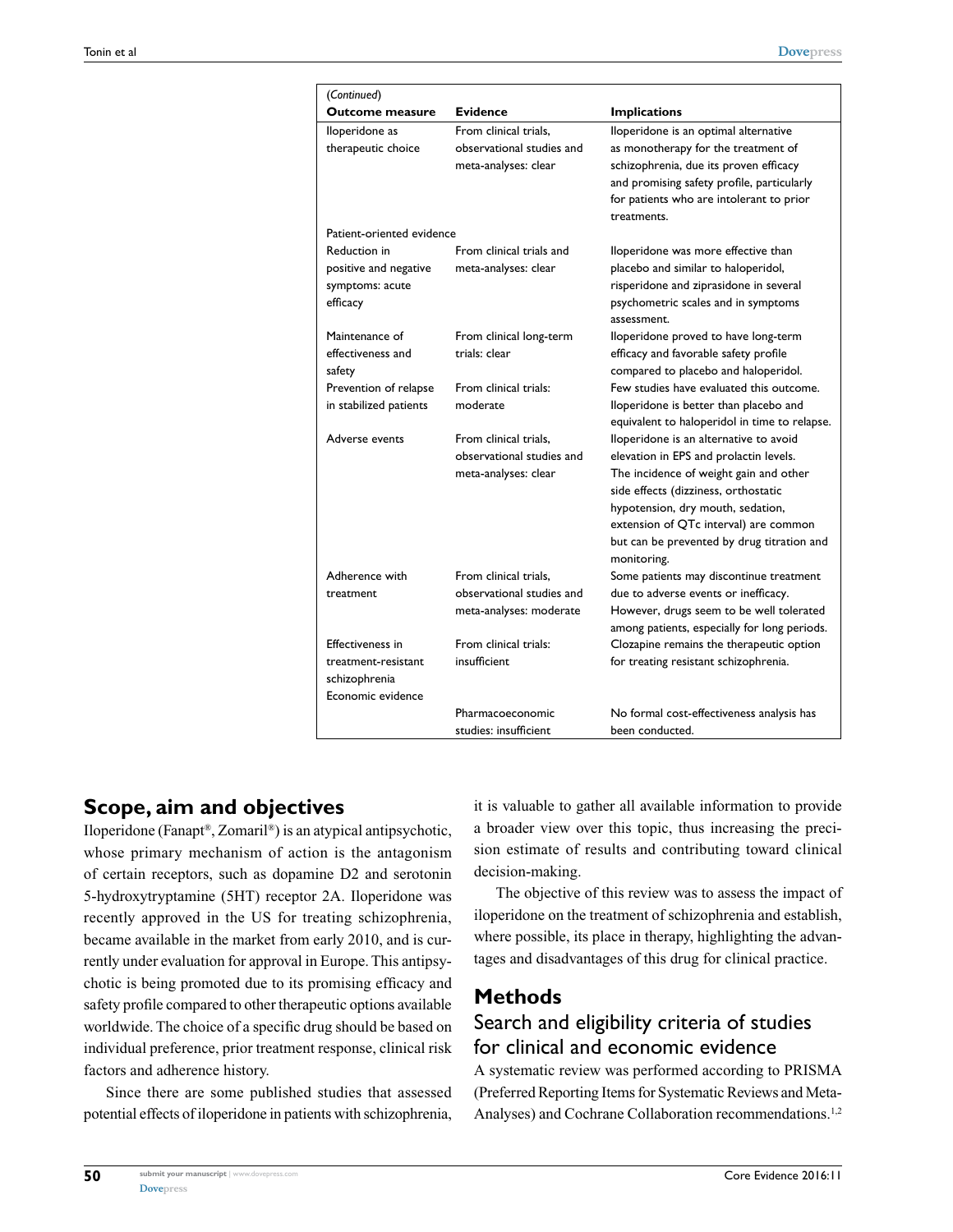(Continued)

| Outcome measure | Evidence | Implications |
|---|---|---|
| Iloperidone as therapeutic choice | From clinical trials, observational studies and meta-analyses: clear | Iloperidone is an optimal alternative as monotherapy for the treatment of schizophrenia, due its proven efficacy and promising safety profile, particularly for patients who are intolerant to prior treatments. |
| Patient-oriented evidence | | |
| Reduction in positive and negative symptoms: acute efficacy | From clinical trials and meta-analyses: clear | Iloperidone was more effective than placebo and similar to haloperidol, risperidone and ziprasidone in several psychometric scales and in symptoms assessment. |
| Maintenance of effectiveness and safety | From clinical long-term trials: clear | Iloperidone proved to have long-term efficacy and favorable safety profile compared to placebo and haloperidol. |
| Prevention of relapse in stabilized patients | From clinical trials: moderate | Few studies have evaluated this outcome. Iloperidone is better than placebo and equivalent to haloperidol in time to relapse. |
| Adverse events | From clinical trials, observational studies and meta-analyses: clear | Iloperidone is an alternative to avoid elevation in EPS and prolactin levels. The incidence of weight gain and other side effects (dizziness, orthostatic hypotension, dry mouth, sedation, extension of QTc interval) are common but can be prevented by drug titration and monitoring. |
| Adherence with treatment | From clinical trials, observational studies and meta-analyses: moderate | Some patients may discontinue treatment due to adverse events or inefficacy. However, drugs seem to be well tolerated among patients, especially for long periods. |
| Effectiveness in treatment-resistant schizophrenia | From clinical trials: insufficient | Clozapine remains the therapeutic option for treating resistant schizophrenia. |
| Economic evidence | | |
| | Pharmacoeconomic studies: insufficient | No formal cost-effectiveness analysis has been conducted. |

## Scope, aim and objectives

Iloperidone (Fanapt®, Zomaril®) is an atypical antipsychotic, whose primary mechanism of action is the antagonism of certain receptors, such as dopamine D2 and serotonin 5-hydroxytryptamine (5HT) receptor 2A. Iloperidone was recently approved in the US for treating schizophrenia, became available in the market from early 2010, and is currently under evaluation for approval in Europe. This antipsychotic is being promoted due to its promising efficacy and safety profile compared to other therapeutic options available worldwide. The choice of a specific drug should be based on individual preference, prior treatment response, clinical risk factors and adherence history.

Since there are some published studies that assessed potential effects of iloperidone in patients with schizophrenia, it is valuable to gather all available information to provide a broader view over this topic, thus increasing the precision estimate of results and contributing toward clinical decision-making.

The objective of this review was to assess the impact of iloperidone on the treatment of schizophrenia and establish, where possible, its place in therapy, highlighting the advantages and disadvantages of this drug for clinical practice.

## Methods

### Search and eligibility criteria of studies for clinical and economic evidence

A systematic review was performed according to PRISMA (Preferred Reporting Items for Systematic Reviews and Meta-Analyses) and Cochrane Collaboration recommendations.[1,2]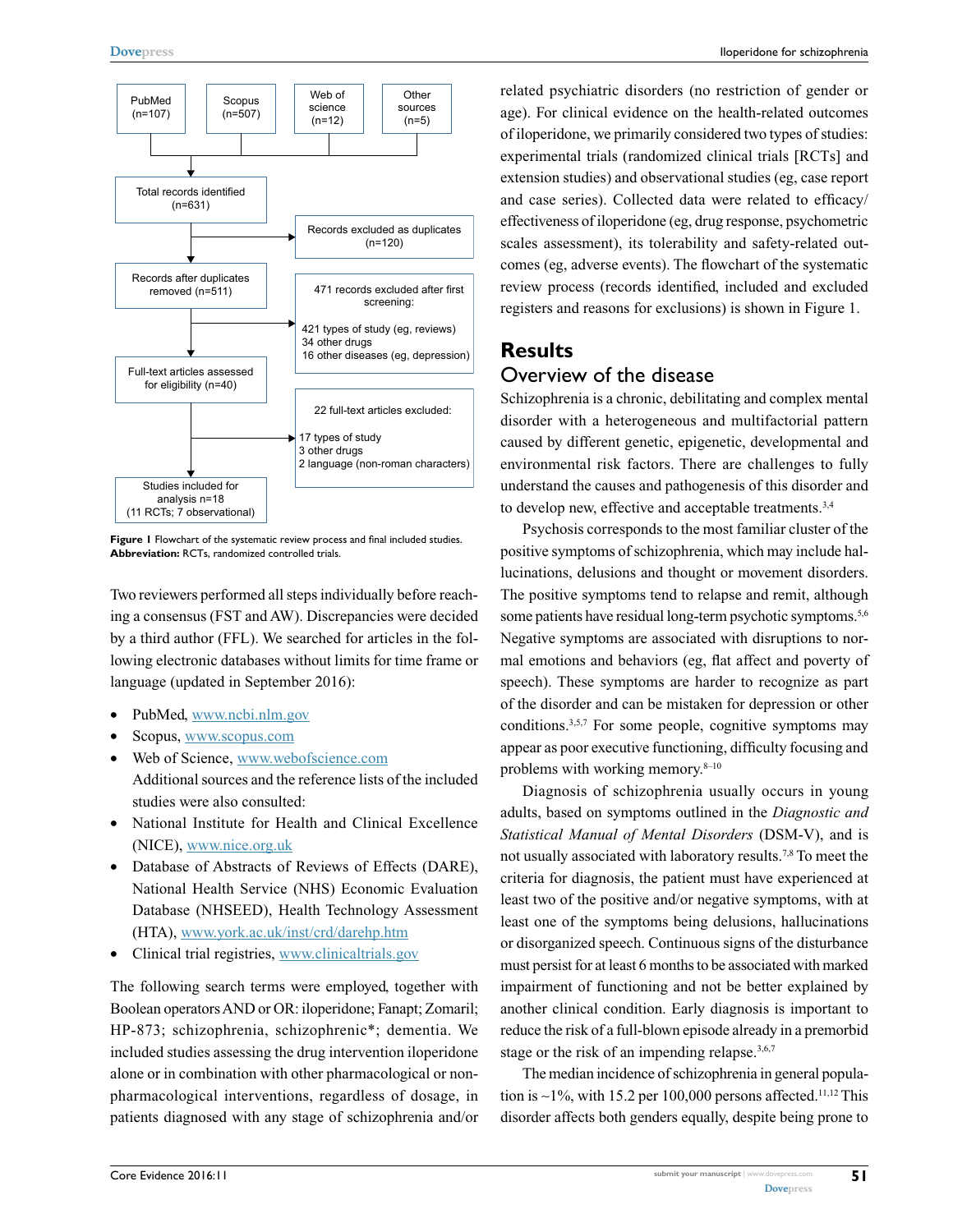PubMed (n=107) | Scopus (n=507) | Web of science (n=12) | Other sources (n=5)

Total records identified (n=631)

Records excluded as duplicates (n=120)

Records after duplicates removed (n=511)

471 records excluded after first screening:

421 types of study (eg, reviews)
34 other drugs
16 other diseases (eg, depression)

Full-text articles assessed for eligibility (n=40)

22 full-text articles excluded:

17 types of study
3 other drugs
2 language (non-roman characters)

Studies included for analysis n=18 (11 RCTs; 7 observational)

**Figure 1** Flowchart of the systematic review process and final included studies.
**Abbreviation:** RCTs, randomized controlled trials.

Two reviewers performed all steps individually before reaching a consensus (FST and AW). Discrepancies were decided by a third author (FFL). We searched for articles in the following electronic databases without limits for time frame or language (updated in September 2016):

- PubMed, www.ncbi.nlm.gov
- Scopus, www.scopus.com
- Web of Science, www.webofscience.com
  Additional sources and the reference lists of the included studies were also consulted:
- National Institute for Health and Clinical Excellence (NICE), www.nice.org.uk
- Database of Abstracts of Reviews of Effects (DARE), National Health Service (NHS) Economic Evaluation Database (NHSEED), Health Technology Assessment (HTA), www.york.ac.uk/inst/crd/darehp.htm
- Clinical trial registries, www.clinicaltrials.gov

The following search terms were employed, together with Boolean operators AND or OR: iloperidone; Fanapt; Zomaril; HP-873; schizophrenia, schizophrenic*; dementia. We included studies assessing the drug intervention iloperidone alone or in combination with other pharmacological or non-pharmacological interventions, regardless of dosage, in patients diagnosed with any stage of schizophrenia and/or related psychiatric disorders (no restriction of gender or age). For clinical evidence on the health-related outcomes of iloperidone, we primarily considered two types of studies: experimental trials (randomized clinical trials [RCTs] and extension studies) and observational studies (eg, case report and case series). Collected data were related to efficacy/effectiveness of iloperidone (eg, drug response, psychometric scales assessment), its tolerability and safety-related outcomes (eg, adverse events). The flowchart of the systematic review process (records identified, included and excluded registers and reasons for exclusions) is shown in Figure 1.

# Results

## Overview of the disease

Schizophrenia is a chronic, debilitating and complex mental disorder with a heterogeneous and multifactorial pattern caused by different genetic, epigenetic, developmental and environmental risk factors. There are challenges to fully understand the causes and pathogenesis of this disorder and to develop new, effective and acceptable treatments.[3,4]

Psychosis corresponds to the most familiar cluster of the positive symptoms of schizophrenia, which may include hallucinations, delusions and thought or movement disorders. The positive symptoms tend to relapse and remit, although some patients have residual long-term psychotic symptoms.[5,6] Negative symptoms are associated with disruptions to normal emotions and behaviors (eg, flat affect and poverty of speech). These symptoms are harder to recognize as part of the disorder and can be mistaken for depression or other conditions.[3,5,7] For some people, cognitive symptoms may appear as poor executive functioning, difficulty focusing and problems with working memory.[8–10]

Diagnosis of schizophrenia usually occurs in young adults, based on symptoms outlined in the *Diagnostic and Statistical Manual of Mental Disorders* (DSM-V), and is not usually associated with laboratory results.[7,8] To meet the criteria for diagnosis, the patient must have experienced at least two of the positive and/or negative symptoms, with at least one of the symptoms being delusions, hallucinations or disorganized speech. Continuous signs of the disturbance must persist for at least 6 months to be associated with marked impairment of functioning and not be better explained by another clinical condition. Early diagnosis is important to reduce the risk of a full-blown episode already in a premorbid stage or the risk of an impending relapse.[3,6,7]

The median incidence of schizophrenia in general population is ~1%, with 15.2 per 100,000 persons affected.[11,12] This disorder affects both genders equally, despite being prone to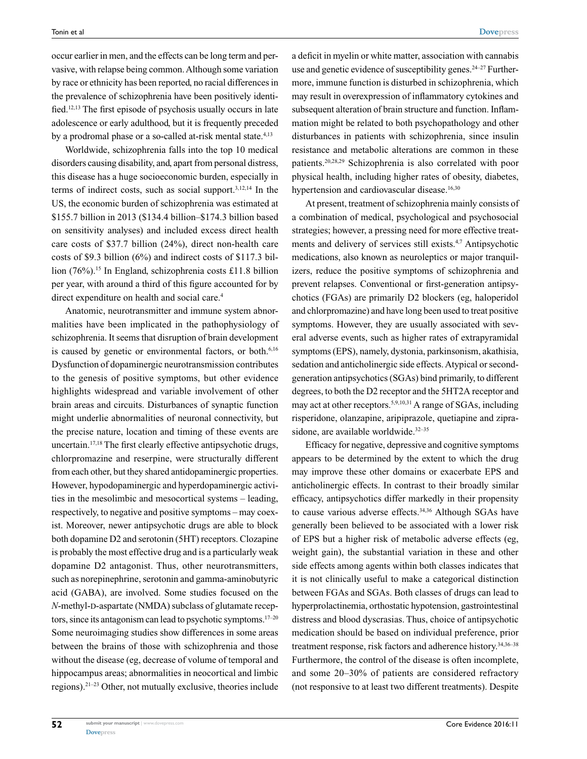occur earlier in men, and the effects can be long term and pervasive, with relapse being common. Although some variation by race or ethnicity has been reported, no racial differences in the prevalence of schizophrenia have been positively identified.[12,13] The first episode of psychosis usually occurs in late adolescence or early adulthood, but it is frequently preceded by a prodromal phase or a so-called at-risk mental state.[4,13]

Worldwide, schizophrenia falls into the top 10 medical disorders causing disability, and, apart from personal distress, this disease has a huge socioeconomic burden, especially in terms of indirect costs, such as social support.[3,12,14] In the US, the economic burden of schizophrenia was estimated at $155.7 billion in 2013 ($134.4 billion–$174.3 billion based on sensitivity analyses) and included excess direct health care costs of $37.7 billion (24%), direct non-health care costs of $9.3 billion (6%) and indirect costs of $117.3 billion (76%).[15] In England, schizophrenia costs £11.8 billion per year, with around a third of this figure accounted for by direct expenditure on health and social care.[4]

Anatomic, neurotransmitter and immune system abnormalities have been implicated in the pathophysiology of schizophrenia. It seems that disruption of brain development is caused by genetic or environmental factors, or both.[6,16] Dysfunction of dopaminergic neurotransmission contributes to the genesis of positive symptoms, but other evidence highlights widespread and variable involvement of other brain areas and circuits. Disturbances of synaptic function might underlie abnormalities of neuronal connectivity, but the precise nature, location and timing of these events are uncertain.[17,18] The first clearly effective antipsychotic drugs, chlorpromazine and reserpine, were structurally different from each other, but they shared antidopaminergic properties. However, hypodopaminergic and hyperdopaminergic activities in the mesolimbic and mesocortical systems – leading, respectively, to negative and positive symptoms – may coexist. Moreover, newer antipsychotic drugs are able to block both dopamine D2 and serotonin (5HT) receptors. Clozapine is probably the most effective drug and is a particularly weak dopamine D2 antagonist. Thus, other neurotransmitters, such as norepinephrine, serotonin and gamma-aminobutyric acid (GABA), are involved. Some studies focused on the *N*-methyl-D-aspartate (NMDA) subclass of glutamate receptors, since its antagonism can lead to psychotic symptoms.[17–20] Some neuroimaging studies show differences in some areas between the brains of those with schizophrenia and those without the disease (eg, decrease of volume of temporal and hippocampus areas; abnormalities in neocortical and limbic regions).[21–23] Other, not mutually exclusive, theories include a deficit in myelin or white matter, association with cannabis use and genetic evidence of susceptibility genes.[24–27] Furthermore, immune function is disturbed in schizophrenia, which may result in overexpression of inflammatory cytokines and subsequent alteration of brain structure and function. Inflammation might be related to both psychopathology and other disturbances in patients with schizophrenia, since insulin resistance and metabolic alterations are common in these patients.[20,28,29] Schizophrenia is also correlated with poor physical health, including higher rates of obesity, diabetes, hypertension and cardiovascular disease.[16,30]

At present, treatment of schizophrenia mainly consists of a combination of medical, psychological and psychosocial strategies; however, a pressing need for more effective treatments and delivery of services still exists.[4,7] Antipsychotic medications, also known as neuroleptics or major tranquilizers, reduce the positive symptoms of schizophrenia and prevent relapses. Conventional or first-generation antipsychotics (FGAs) are primarily D2 blockers (eg, haloperidol and chlorpromazine) and have long been used to treat positive symptoms. However, they are usually associated with several adverse events, such as higher rates of extrapyramidal symptoms (EPS), namely, dystonia, parkinsonism, akathisia, sedation and anticholinergic side effects. Atypical or second-generation antipsychotics (SGAs) bind primarily, to different degrees, to both the D2 receptor and the 5HT2A receptor and may act at other receptors.[5,9,10,31] A range of SGAs, including risperidone, olanzapine, aripiprazole, quetiapine and ziprasidone, are available worldwide.[32–35]

Efficacy for negative, depressive and cognitive symptoms appears to be determined by the extent to which the drug may improve these other domains or exacerbate EPS and anticholinergic effects. In contrast to their broadly similar efficacy, antipsychotics differ markedly in their propensity to cause various adverse effects.[34,36] Although SGAs have generally been believed to be associated with a lower risk of EPS but a higher risk of metabolic adverse effects (eg, weight gain), the substantial variation in these and other side effects among agents within both classes indicates that it is not clinically useful to make a categorical distinction between FGAs and SGAs. Both classes of drugs can lead to hyperprolactinemia, orthostatic hypotension, gastrointestinal distress and blood dyscrasias. Thus, choice of antipsychotic medication should be based on individual preference, prior treatment response, risk factors and adherence history.[34,36–38] Furthermore, the control of the disease is often incomplete, and some 20–30% of patients are considered refractory (not responsive to at least two different treatments). Despite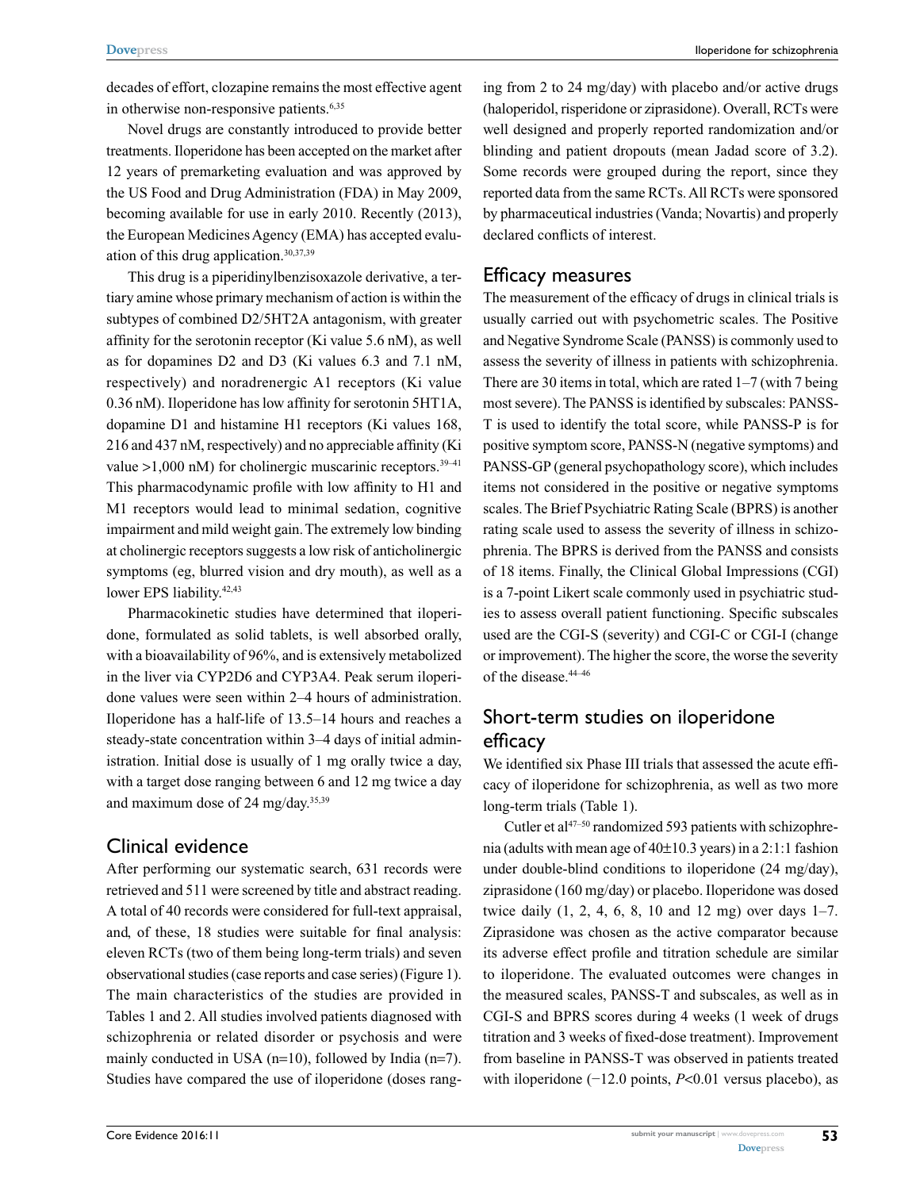decades of effort, clozapine remains the most effective agent in otherwise non-responsive patients.[6,35]

Novel drugs are constantly introduced to provide better treatments. Iloperidone has been accepted on the market after 12 years of premarketing evaluation and was approved by the US Food and Drug Administration (FDA) in May 2009, becoming available for use in early 2010. Recently (2013), the European Medicines Agency (EMA) has accepted evaluation of this drug application.[30,37,39]

This drug is a piperidinylbenzisoxazole derivative, a tertiary amine whose primary mechanism of action is within the subtypes of combined D2/5HT2A antagonism, with greater affinity for the serotonin receptor (Ki value 5.6 nM), as well as for dopamines D2 and D3 (Ki values 6.3 and 7.1 nM, respectively) and noradrenergic A1 receptors (Ki value 0.36 nM). Iloperidone has low affinity for serotonin 5HT1A, dopamine D1 and histamine H1 receptors (Ki values 168, 216 and 437 nM, respectively) and no appreciable affinity (Ki value >1,000 nM) for cholinergic muscarinic receptors.[39–41] This pharmacodynamic profile with low affinity to H1 and M1 receptors would lead to minimal sedation, cognitive impairment and mild weight gain. The extremely low binding at cholinergic receptors suggests a low risk of anticholinergic symptoms (eg, blurred vision and dry mouth), as well as a lower EPS liability.[42,43]

Pharmacokinetic studies have determined that iloperidone, formulated as solid tablets, is well absorbed orally, with a bioavailability of 96%, and is extensively metabolized in the liver via CYP2D6 and CYP3A4. Peak serum iloperidone values were seen within 2–4 hours of administration. Iloperidone has a half-life of 13.5–14 hours and reaches a steady-state concentration within 3–4 days of initial administration. Initial dose is usually of 1 mg orally twice a day, with a target dose ranging between 6 and 12 mg twice a day and maximum dose of 24 mg/day.[35,39]

## Clinical evidence

After performing our systematic search, 631 records were retrieved and 511 were screened by title and abstract reading. A total of 40 records were considered for full-text appraisal, and, of these, 18 studies were suitable for final analysis: eleven RCTs (two of them being long-term trials) and seven observational studies (case reports and case series) (Figure 1). The main characteristics of the studies are provided in Tables 1 and 2. All studies involved patients diagnosed with schizophrenia or related disorder or psychosis and were mainly conducted in USA (n=10), followed by India (n=7). Studies have compared the use of iloperidone (doses ranging from 2 to 24 mg/day) with placebo and/or active drugs (haloperidol, risperidone or ziprasidone). Overall, RCTs were well designed and properly reported randomization and/or blinding and patient dropouts (mean Jadad score of 3.2). Some records were grouped during the report, since they reported data from the same RCTs. All RCTs were sponsored by pharmaceutical industries (Vanda; Novartis) and properly declared conflicts of interest.

## Efficacy measures

The measurement of the efficacy of drugs in clinical trials is usually carried out with psychometric scales. The Positive and Negative Syndrome Scale (PANSS) is commonly used to assess the severity of illness in patients with schizophrenia. There are 30 items in total, which are rated 1–7 (with 7 being most severe). The PANSS is identified by subscales: PANSS-T is used to identify the total score, while PANSS-P is for positive symptom score, PANSS-N (negative symptoms) and PANSS-GP (general psychopathology score), which includes items not considered in the positive or negative symptoms scales. The Brief Psychiatric Rating Scale (BPRS) is another rating scale used to assess the severity of illness in schizophrenia. The BPRS is derived from the PANSS and consists of 18 items. Finally, the Clinical Global Impressions (CGI) is a 7-point Likert scale commonly used in psychiatric studies to assess overall patient functioning. Specific subscales used are the CGI-S (severity) and CGI-C or CGI-I (change or improvement). The higher the score, the worse the severity of the disease.[44–46]

## Short-term studies on iloperidone efficacy

We identified six Phase III trials that assessed the acute efficacy of iloperidone for schizophrenia, as well as two more long-term trials (Table 1).

Cutler et al[47–50] randomized 593 patients with schizophrenia (adults with mean age of 40±10.3 years) in a 2:1:1 fashion under double-blind conditions to iloperidone (24 mg/day), ziprasidone (160 mg/day) or placebo. Iloperidone was dosed twice daily (1, 2, 4, 6, 8, 10 and 12 mg) over days 1–7. Ziprasidone was chosen as the active comparator because its adverse effect profile and titration schedule are similar to iloperidone. The evaluated outcomes were changes in the measured scales, PANSS-T and subscales, as well as in CGI-S and BPRS scores during 4 weeks (1 week of drugs titration and 3 weeks of fixed-dose treatment). Improvement from baseline in PANSS-T was observed in patients treated with iloperidone (−12.0 points, *P*<0.01 versus placebo), as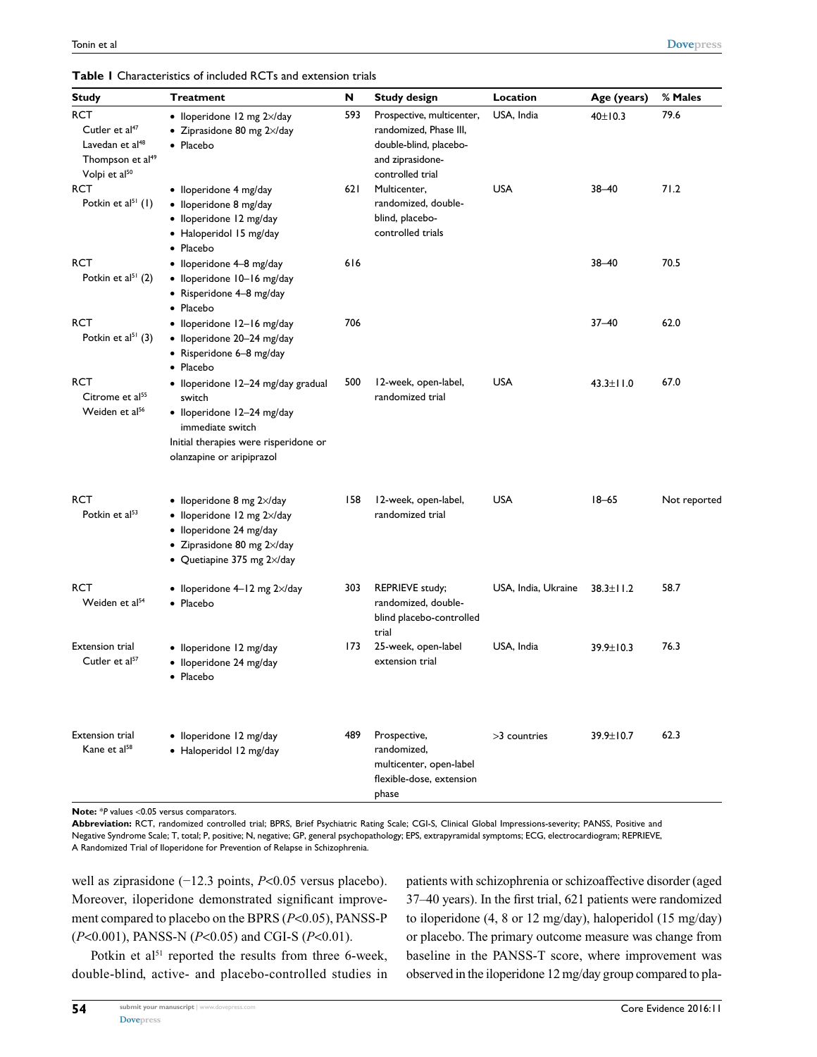**Table 1** Characteristics of included RCTs and extension trials

| Study | Treatment | N | Study design | Location | Age (years) | % Males |
|---|---|---|---|---|---|---|
| RCT<br>Cutler et al[47]<br>Lavedan et al[48]<br>Thompson et al[49]<br>Volpi et al[50] | • Iloperidone 12 mg 2×/day<br>• Ziprasidone 80 mg 2×/day<br>• Placebo | 593 | Prospective, multicenter, randomized, Phase III, double-blind, placebo- and ziprasidone-controlled trial | USA, India | 40±10.3 | 79.6 |
| RCT<br>Potkin et al[51] (1) | • Iloperidone 4 mg/day<br>• Iloperidone 8 mg/day<br>• Iloperidone 12 mg/day<br>• Haloperidol 15 mg/day<br>• Placebo | 621 | Multicenter, randomized, double-blind, placebo-controlled trials | USA | 38–40 | 71.2 |
| RCT<br>Potkin et al[51] (2) | • Iloperidone 4–8 mg/day<br>• Iloperidone 10–16 mg/day<br>• Risperidone 4–8 mg/day<br>• Placebo | 616 | | | 38–40 | 70.5 |
| RCT<br>Potkin et al[51] (3) | • Iloperidone 12–16 mg/day<br>• Iloperidone 20–24 mg/day<br>• Risperidone 6–8 mg/day<br>• Placebo | 706 | | | 37–40 | 62.0 |
| RCT<br>Citrome et al[55]<br>Weiden et al[56] | • Iloperidone 12–24 mg/day gradual switch<br>• Iloperidone 12–24 mg/day immediate switch<br>Initial therapies were risperidone or olanzapine or aripiprazol | 500 | 12-week, open-label, randomized trial | USA | 43.3±11.0 | 67.0 |
| RCT<br>Potkin et al[53] | • Iloperidone 8 mg 2×/day<br>• Iloperidone 12 mg 2×/day<br>• Iloperidone 24 mg/day<br>• Ziprasidone 80 mg 2×/day<br>• Quetiapine 375 mg 2×/day | 158 | 12-week, open-label, randomized trial | USA | 18–65 | Not reported |
| RCT<br>Weiden et al[54] | • Iloperidone 4–12 mg 2×/day<br>• Placebo | 303 | REPRIEVE study; randomized, double-blind placebo-controlled trial | USA, India, Ukraine | 38.3±11.2 | 58.7 |
| Extension trial<br>Cutler et al[57] | • Iloperidone 12 mg/day<br>• Iloperidone 24 mg/day<br>• Placebo | 173 | 25-week, open-label extension trial | USA, India | 39.9±10.3 | 76.3 |
| Extension trial<br>Kane et al[58] | • Iloperidone 12 mg/day<br>• Haloperidol 12 mg/day | 489 | Prospective, randomized, multicenter, open-label flexible-dose, extension phase | >3 countries | 39.9±10.7 | 62.3 |

**Note:** \**P* values <0.05 versus comparators.
**Abbreviation:** RCT, randomized controlled trial; BPRS, Brief Psychiatric Rating Scale; CGI-S, Clinical Global Impressions-severity; PANSS, Positive and Negative Syndrome Scale; T, total; P, positive; N, negative; GP, general psychopathology; EPS, extrapyramidal symptoms; ECG, electrocardiogram; REPRIEVE, A Randomized Trial of Iloperidone for Prevention of Relapse in Schizophrenia.

well as ziprasidone (−12.3 points, $P<0.05$ versus placebo). Moreover, iloperidone demonstrated significant improvement compared to placebo on the BPRS ($P<0.05$), PANSS-P ($P<0.001$), PANSS-N ($P<0.05$) and CGI-S ($P<0.01$).

Potkin et al[51] reported the results from three 6-week, double-blind, active- and placebo-controlled studies in patients with schizophrenia or schizoaffective disorder (aged 37–40 years). In the first trial, 621 patients were randomized to iloperidone (4, 8 or 12 mg/day), haloperidol (15 mg/day) or placebo. The primary outcome measure was change from baseline in the PANSS-T score, where improvement was observed in the iloperidone 12 mg/day group compared to pla-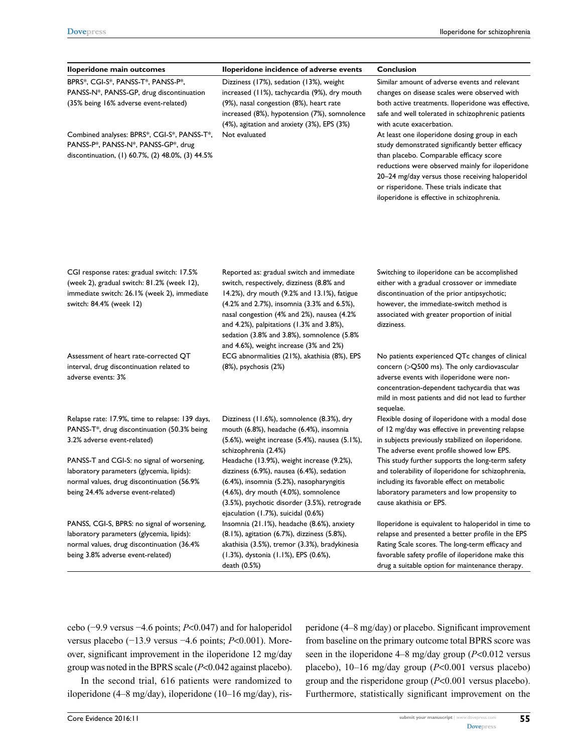| Iloperidone main outcomes | Iloperidone incidence of adverse events | Conclusion |
|---|---|---|
| BPRS*, CGI-S*, PANSS-T*, PANSS-P*, PANSS-N*, PANSS-GP, drug discontinuation (35% being 16% adverse event-related) | Dizziness (17%), sedation (13%), weight increased (11%), tachycardia (9%), dry mouth (9%), nasal congestion (8%), heart rate increased (8%), hypotension (7%), somnolence (4%), agitation and anxiety (3%), EPS (3%) | Similar amount of adverse events and relevant changes on disease scales were observed with both active treatments. Iloperidone was effective, safe and well tolerated in schizophrenic patients with acute exacerbation. |
| Combined analyses: BPRS*, CGI-S*, PANSS-T*, PANSS-P*, PANSS-N*, PANSS-GP*, drug discontinuation, (1) 60.7%, (2) 48.0%, (3) 44.5% | Not evaluated | At least one iloperidone dosing group in each study demonstrated significantly better efficacy than placebo. Comparable efficacy score reductions were observed mainly for iloperidone 20–24 mg/day versus those receiving haloperidol or risperidone. These trials indicate that iloperidone is effective in schizophrenia. |
| CGI response rates: gradual switch: 17.5% (week 2), gradual switch: 81.2% (week 12), immediate switch: 26.1% (week 2), immediate switch: 84.4% (week 12) | Reported as: gradual switch and immediate switch, respectively, dizziness (8.8% and 14.2%), dry mouth (9.2% and 13.1%), fatigue (4.2% and 2.7%), insomnia (3.3% and 6.5%), nasal congestion (4% and 2%), nausea (4.2% and 4.2%), palpitations (1.3% and 3.8%), sedation (3.8% and 3.8%), somnolence (5.8% and 4.6%), weight increase (3% and 2%) | Switching to iloperidone can be accomplished either with a gradual crossover or immediate discontinuation of the prior antipsychotic; however, the immediate-switch method is associated with greater proportion of initial dizziness. |
| Assessment of heart rate-corrected QT interval, drug discontinuation related to adverse events: 3% | ECG abnormalities (21%), akathisia (8%), EPS (8%), psychosis (2%) | No patients experienced QTc changes of clinical concern (>Q500 ms). The only cardiovascular adverse events with iloperidone were non-concentration-dependent tachycardia that was mild in most patients and did not lead to further sequelae. |
| Relapse rate: 17.9%, time to relapse: 139 days, PANSS-T*, drug discontinuation (50.3% being 3.2% adverse event-related) | Dizziness (11.6%), somnolence (8.3%), dry mouth (6.8%), headache (6.4%), insomnia (5.6%), weight increase (5.4%), nausea (5.1%), schizophrenia (2.4%) | Flexible dosing of iloperidone with a modal dose of 12 mg/day was effective in preventing relapse in subjects previously stabilized on iloperidone. The adverse event profile showed low EPS. |
| PANSS-T and CGI-S: no signal of worsening, laboratory parameters (glycemia, lipids): normal values, drug discontinuation (56.9% being 24.4% adverse event-related) | Headache (13.9%), weight increase (9.2%), dizziness (6.9%), nausea (6.4%), sedation (6.4%), insomnia (5.2%), nasopharyngitis (4.6%), dry mouth (4.0%), somnolence (3.5%), psychotic disorder (3.5%), retrograde ejaculation (1.7%), suicidal (0.6%) | This study further supports the long-term safety and tolerability of iloperidone for schizophrenia, including its favorable effect on metabolic laboratory parameters and low propensity to cause akathisia or EPS. |
| PANSS, CGI-S, BPRS: no signal of worsening, laboratory parameters (glycemia, lipids): normal values, drug discontinuation (36.4% being 3.8% adverse event-related) | Insomnia (21.1%), headache (8.6%), anxiety (8.1%), agitation (6.7%), dizziness (5.8%), akathisia (3.5%), tremor (3.3%), bradykinesia (1.3%), dystonia (1.1%), EPS (0.6%), death (0.5%) | Iloperidone is equivalent to haloperidol in time to relapse and presented a better profile in the EPS Rating Scale scores. The long-term efficacy and favorable safety profile of iloperidone make this drug a suitable option for maintenance therapy. |

cebo (−9.9 versus −4.6 points; $P<0.047$) and for haloperidol versus placebo (−13.9 versus −4.6 points; $P<0.001$). Moreover, significant improvement in the iloperidone 12 mg/day group was noted in the BPRS scale ($P<0.042$ against placebo).

In the second trial, 616 patients were randomized to iloperidone (4–8 mg/day), iloperidone (10–16 mg/day), risperidone (4–8 mg/day) or placebo. Significant improvement from baseline on the primary outcome total BPRS score was seen in the iloperidone 4–8 mg/day group ($P<0.012$ versus placebo), 10–16 mg/day group ($P<0.001$ versus placebo) group and the risperidone group ($P<0.001$ versus placebo). Furthermore, statistically significant improvement on the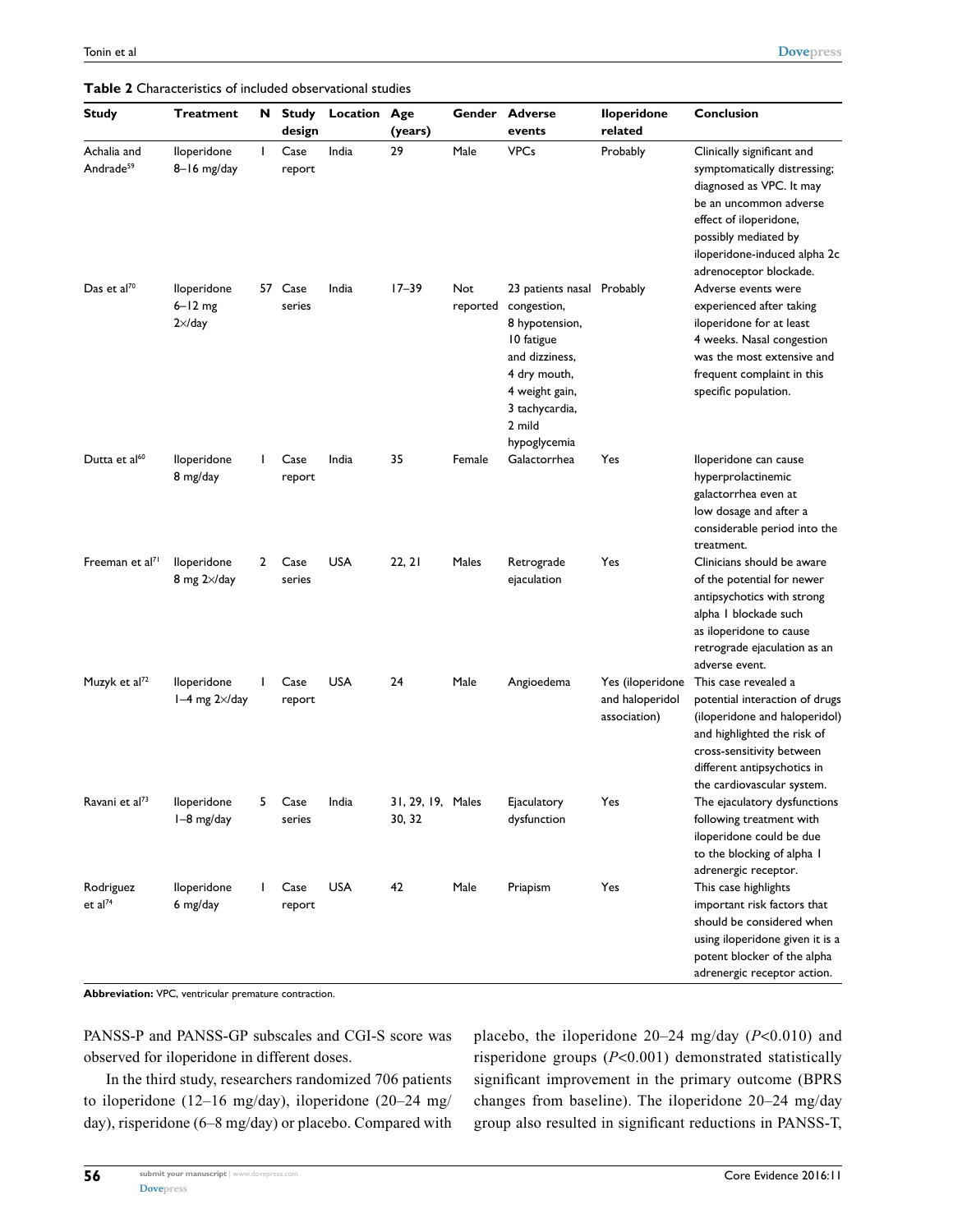**Table 2** Characteristics of included observational studies

| Study | Treatment | N | Study design | Location | Age (years) | Gender | Adverse events | Iloperidone related | Conclusion |
|---|---|---|---|---|---|---|---|---|---|
| Achalia and Andrade[59] | Iloperidone 8–16 mg/day | 1 | Case report | India | 29 | Male | VPCs | Probably | Clinically significant and symptomatically distressing; diagnosed as VPC. It may be an uncommon adverse effect of iloperidone, possibly mediated by iloperidone-induced alpha 2c adrenoceptor blockade. |
| Das et al[70] | Iloperidone 6–12 mg 2×/day | 57 | Case series | India | 17–39 | Not reported | 23 patients nasal congestion, 8 hypotension, 10 fatigue and dizziness, 4 dry mouth, 4 weight gain, 3 tachycardia, 2 mild hypoglycemia | Probably | Adverse events were experienced after taking iloperidone for at least 4 weeks. Nasal congestion was the most extensive and frequent complaint in this specific population. |
| Dutta et al[60] | Iloperidone 8 mg/day | 1 | Case report | India | 35 | Female | Galactorrhea | Yes | Iloperidone can cause hyperprolactinemic galactorrhea even at low dosage and after a considerable period into the treatment. |
| Freeman et al[71] | Iloperidone 8 mg 2×/day | 2 | Case series | USA | 22, 21 | Males | Retrograde ejaculation | Yes | Clinicians should be aware of the potential for newer antipsychotics with strong alpha 1 blockade such as iloperidone to cause retrograde ejaculation as an adverse event. |
| Muzyk et al[72] | Iloperidone 1–4 mg 2×/day | 1 | Case report | USA | 24 | Male | Angioedema | Yes (iloperidone and haloperidol association) | This case revealed a potential interaction of drugs (iloperidone and haloperidol) and highlighted the risk of cross-sensitivity between different antipsychotics in the cardiovascular system. |
| Ravani et al[73] | Iloperidone 1–8 mg/day | 5 | Case series | India | 31, 29, 19, 30, 32 | Males | Ejaculatory dysfunction | Yes | The ejaculatory dysfunctions following treatment with iloperidone could be due to the blocking of alpha 1 adrenergic receptor. |
| Rodriguez et al[74] | Iloperidone 6 mg/day | 1 | Case report | USA | 42 | Male | Priapism | Yes | This case highlights important risk factors that should be considered when using iloperidone given it is a potent blocker of the alpha adrenergic receptor action. |

**Abbreviation:** VPC, ventricular premature contraction.

PANSS-P and PANSS-GP subscales and CGI-S score was observed for iloperidone in different doses.

In the third study, researchers randomized 706 patients to iloperidone (12–16 mg/day), iloperidone (20–24 mg/day), risperidone (6–8 mg/day) or placebo. Compared with placebo, the iloperidone 20–24 mg/day ($P<0.010$) and risperidone groups ($P<0.001$) demonstrated statistically significant improvement in the primary outcome (BPRS changes from baseline). The iloperidone 20–24 mg/day group also resulted in significant reductions in PANSS-T,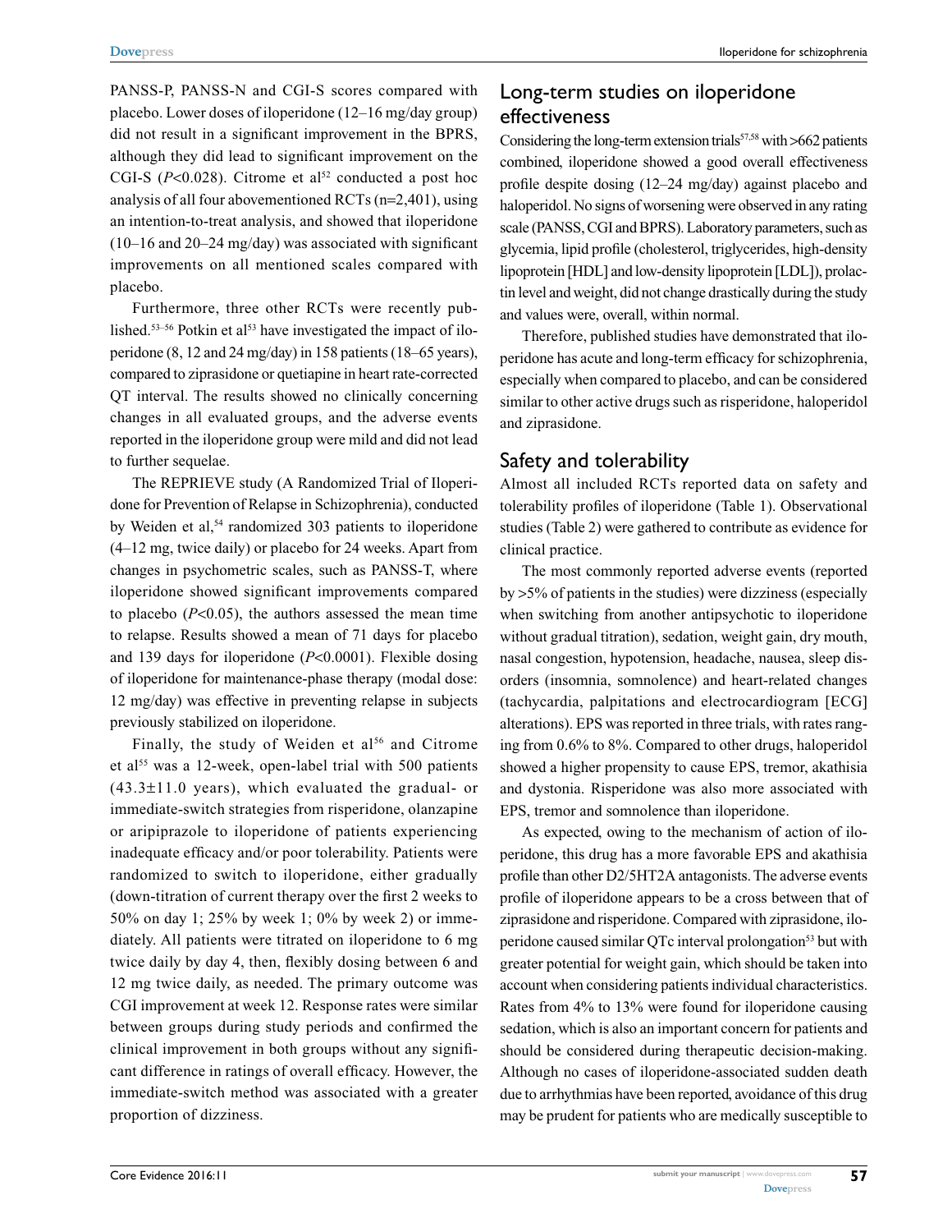PANSS-P, PANSS-N and CGI-S scores compared with placebo. Lower doses of iloperidone (12–16 mg/day group) did not result in a significant improvement in the BPRS, although they did lead to significant improvement on the CGI-S ($P<0.028$). Citrome et al[52] conducted a post hoc analysis of all four abovementioned RCTs (n=2,401), using an intention-to-treat analysis, and showed that iloperidone (10–16 and 20–24 mg/day) was associated with significant improvements on all mentioned scales compared with placebo.

Furthermore, three other RCTs were recently published.[53–56] Potkin et al[53] have investigated the impact of iloperidone (8, 12 and 24 mg/day) in 158 patients (18–65 years), compared to ziprasidone or quetiapine in heart rate-corrected QT interval. The results showed no clinically concerning changes in all evaluated groups, and the adverse events reported in the iloperidone group were mild and did not lead to further sequelae.

The REPRIEVE study (A Randomized Trial of Iloperidone for Prevention of Relapse in Schizophrenia), conducted by Weiden et al,[54] randomized 303 patients to iloperidone (4–12 mg, twice daily) or placebo for 24 weeks. Apart from changes in psychometric scales, such as PANSS-T, where iloperidone showed significant improvements compared to placebo ($P<0.05$), the authors assessed the mean time to relapse. Results showed a mean of 71 days for placebo and 139 days for iloperidone ($P<0.0001$). Flexible dosing of iloperidone for maintenance-phase therapy (modal dose: 12 mg/day) was effective in preventing relapse in subjects previously stabilized on iloperidone.

Finally, the study of Weiden et al[56] and Citrome et al[55] was a 12-week, open-label trial with 500 patients (43.3±11.0 years), which evaluated the gradual- or immediate-switch strategies from risperidone, olanzapine or aripiprazole to iloperidone of patients experiencing inadequate efficacy and/or poor tolerability. Patients were randomized to switch to iloperidone, either gradually (down-titration of current therapy over the first 2 weeks to 50% on day 1; 25% by week 1; 0% by week 2) or immediately. All patients were titrated on iloperidone to 6 mg twice daily by day 4, then, flexibly dosing between 6 and 12 mg twice daily, as needed. The primary outcome was CGI improvement at week 12. Response rates were similar between groups during study periods and confirmed the clinical improvement in both groups without any significant difference in ratings of overall efficacy. However, the immediate-switch method was associated with a greater proportion of dizziness.

## Long-term studies on iloperidone effectiveness

Considering the long-term extension trials[57,58] with >662 patients combined, iloperidone showed a good overall effectiveness profile despite dosing (12–24 mg/day) against placebo and haloperidol. No signs of worsening were observed in any rating scale (PANSS, CGI and BPRS). Laboratory parameters, such as glycemia, lipid profile (cholesterol, triglycerides, high-density lipoprotein [HDL] and low-density lipoprotein [LDL]), prolactin level and weight, did not change drastically during the study and values were, overall, within normal.

Therefore, published studies have demonstrated that iloperidone has acute and long-term efficacy for schizophrenia, especially when compared to placebo, and can be considered similar to other active drugs such as risperidone, haloperidol and ziprasidone.

## Safety and tolerability

Almost all included RCTs reported data on safety and tolerability profiles of iloperidone (Table 1). Observational studies (Table 2) were gathered to contribute as evidence for clinical practice.

The most commonly reported adverse events (reported by >5% of patients in the studies) were dizziness (especially when switching from another antipsychotic to iloperidone without gradual titration), sedation, weight gain, dry mouth, nasal congestion, hypotension, headache, nausea, sleep disorders (insomnia, somnolence) and heart-related changes (tachycardia, palpitations and electrocardiogram [ECG] alterations). EPS was reported in three trials, with rates ranging from 0.6% to 8%. Compared to other drugs, haloperidol showed a higher propensity to cause EPS, tremor, akathisia and dystonia. Risperidone was also more associated with EPS, tremor and somnolence than iloperidone.

As expected, owing to the mechanism of action of iloperidone, this drug has a more favorable EPS and akathisia profile than other D2/5HT2A antagonists. The adverse events profile of iloperidone appears to be a cross between that of ziprasidone and risperidone. Compared with ziprasidone, iloperidone caused similar QTc interval prolongation[53] but with greater potential for weight gain, which should be taken into account when considering patients individual characteristics. Rates from 4% to 13% were found for iloperidone causing sedation, which is also an important concern for patients and should be considered during therapeutic decision-making. Although no cases of iloperidone-associated sudden death due to arrhythmias have been reported, avoidance of this drug may be prudent for patients who are medically susceptible to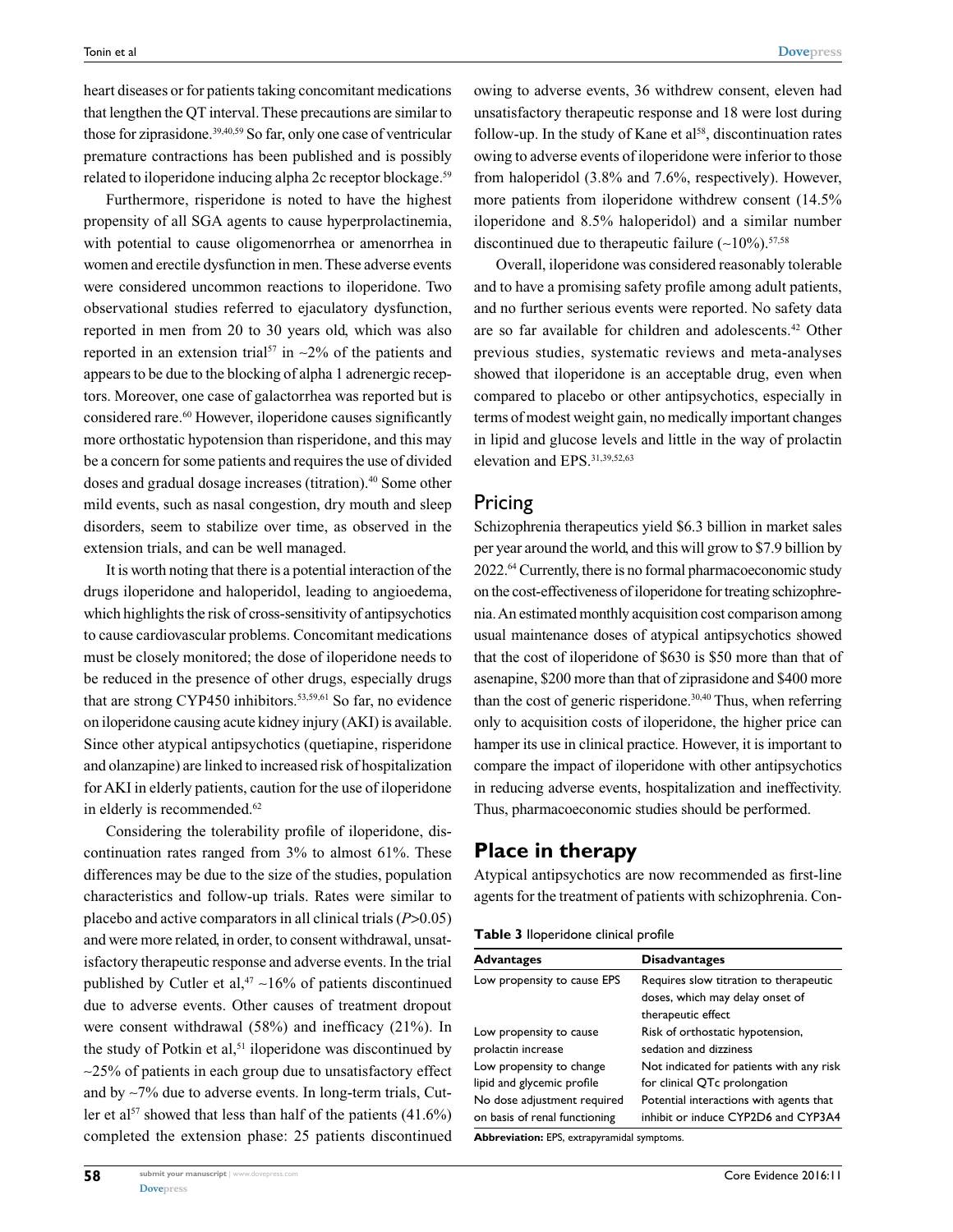heart diseases or for patients taking concomitant medications that lengthen the QT interval. These precautions are similar to those for ziprasidone.[39,40,59] So far, only one case of ventricular premature contractions has been published and is possibly related to iloperidone inducing alpha 2c receptor blockage.[59]

Furthermore, risperidone is noted to have the highest propensity of all SGA agents to cause hyperprolactinemia, with potential to cause oligomenorrhea or amenorrhea in women and erectile dysfunction in men. These adverse events were considered uncommon reactions to iloperidone. Two observational studies referred to ejaculatory dysfunction, reported in men from 20 to 30 years old, which was also reported in an extension trial[57] in ~2% of the patients and appears to be due to the blocking of alpha 1 adrenergic receptors. Moreover, one case of galactorrhea was reported but is considered rare.[60] However, iloperidone causes significantly more orthostatic hypotension than risperidone, and this may be a concern for some patients and requires the use of divided doses and gradual dosage increases (titration).[40] Some other mild events, such as nasal congestion, dry mouth and sleep disorders, seem to stabilize over time, as observed in the extension trials, and can be well managed.

It is worth noting that there is a potential interaction of the drugs iloperidone and haloperidol, leading to angioedema, which highlights the risk of cross-sensitivity of antipsychotics to cause cardiovascular problems. Concomitant medications must be closely monitored; the dose of iloperidone needs to be reduced in the presence of other drugs, especially drugs that are strong CYP450 inhibitors.[53,59,61] So far, no evidence on iloperidone causing acute kidney injury (AKI) is available. Since other atypical antipsychotics (quetiapine, risperidone and olanzapine) are linked to increased risk of hospitalization for AKI in elderly patients, caution for the use of iloperidone in elderly is recommended.[62]

Considering the tolerability profile of iloperidone, discontinuation rates ranged from 3% to almost 61%. These differences may be due to the size of the studies, population characteristics and follow-up trials. Rates were similar to placebo and active comparators in all clinical trials ($P>0.05$) and were more related, in order, to consent withdrawal, unsatisfactory therapeutic response and adverse events. In the trial published by Cutler et al,[47] ~16% of patients discontinued due to adverse events. Other causes of treatment dropout were consent withdrawal (58%) and inefficacy (21%). In the study of Potkin et al,[51] iloperidone was discontinued by ~25% of patients in each group due to unsatisfactory effect and by ~7% due to adverse events. In long-term trials, Cutler et al[57] showed that less than half of the patients (41.6%) completed the extension phase: 25 patients discontinued owing to adverse events, 36 withdrew consent, eleven had unsatisfactory therapeutic response and 18 were lost during follow-up. In the study of Kane et al[58], discontinuation rates owing to adverse events of iloperidone were inferior to those from haloperidol (3.8% and 7.6%, respectively). However, more patients from iloperidone withdrew consent (14.5% iloperidone and 8.5% haloperidol) and a similar number discontinued due to therapeutic failure (~10%).[57,58]

Overall, iloperidone was considered reasonably tolerable and to have a promising safety profile among adult patients, and no further serious events were reported. No safety data are so far available for children and adolescents.[42] Other previous studies, systematic reviews and meta-analyses showed that iloperidone is an acceptable drug, even when compared to placebo or other antipsychotics, especially in terms of modest weight gain, no medically important changes in lipid and glucose levels and little in the way of prolactin elevation and EPS.[31,39,52,63]

## Pricing

Schizophrenia therapeutics yield $6.3 billion in market sales per year around the world, and this will grow to $7.9 billion by 2022.[64] Currently, there is no formal pharmacoeconomic study on the cost-effectiveness of iloperidone for treating schizophrenia. An estimated monthly acquisition cost comparison among usual maintenance doses of atypical antipsychotics showed that the cost of iloperidone of $630 is $50 more than that of asenapine, $200 more than that of ziprasidone and $400 more than the cost of generic risperidone.[30,40] Thus, when referring only to acquisition costs of iloperidone, the higher price can hamper its use in clinical practice. However, it is important to compare the impact of iloperidone with other antipsychotics in reducing adverse events, hospitalization and ineffectivity. Thus, pharmacoeconomic studies should be performed.

## Place in therapy

Atypical antipsychotics are now recommended as first-line agents for the treatment of patients with schizophrenia. Con-

**Table 3** Iloperidone clinical profile

| Advantages | Disadvantages |
|---|---|
| Low propensity to cause EPS | Requires slow titration to therapeutic doses, which may delay onset of therapeutic effect |
| Low propensity to cause prolactin increase | Risk of orthostatic hypotension, sedation and dizziness |
| Low propensity to change lipid and glycemic profile | Not indicated for patients with any risk for clinical QTc prolongation |
| No dose adjustment required on basis of renal functioning | Potential interactions with agents that inhibit or induce CYP2D6 and CYP3A4 |

**Abbreviation:** EPS, extrapyramidal symptoms.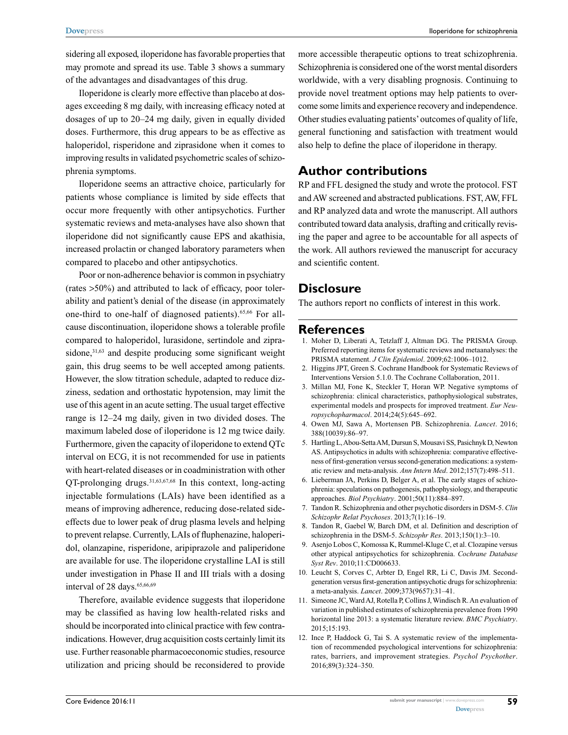sidering all exposed, iloperidone has favorable properties that may promote and spread its use. Table 3 shows a summary of the advantages and disadvantages of this drug.

Iloperidone is clearly more effective than placebo at dosages exceeding 8 mg daily, with increasing efficacy noted at dosages of up to 20–24 mg daily, given in equally divided doses. Furthermore, this drug appears to be as effective as haloperidol, risperidone and ziprasidone when it comes to improving results in validated psychometric scales of schizophrenia symptoms.

Iloperidone seems an attractive choice, particularly for patients whose compliance is limited by side effects that occur more frequently with other antipsychotics. Further systematic reviews and meta-analyses have also shown that iloperidone did not significantly cause EPS and akathisia, increased prolactin or changed laboratory parameters when compared to placebo and other antipsychotics.

Poor or non-adherence behavior is common in psychiatry (rates >50%) and attributed to lack of efficacy, poor tolerability and patient's denial of the disease (in approximately one-third to one-half of diagnosed patients).[65,66] For all-cause discontinuation, iloperidone shows a tolerable profile compared to haloperidol, lurasidone, sertindole and ziprasidone,[31,63] and despite producing some significant weight gain, this drug seems to be well accepted among patients. However, the slow titration schedule, adapted to reduce dizziness, sedation and orthostatic hypotension, may limit the use of this agent in an acute setting. The usual target effective range is 12–24 mg daily, given in two divided doses. The maximum labeled dose of iloperidone is 12 mg twice daily. Furthermore, given the capacity of iloperidone to extend QTc interval on ECG, it is not recommended for use in patients with heart-related diseases or in coadministration with other QT-prolonging drugs.[31,63,67,68] In this context, long-acting injectable formulations (LAIs) have been identified as a means of improving adherence, reducing dose-related side-effects due to lower peak of drug plasma levels and helping to prevent relapse. Currently, LAIs of fluphenazine, haloperidol, olanzapine, risperidone, aripiprazole and paliperidone are available for use. The iloperidone crystalline LAI is still under investigation in Phase II and III trials with a dosing interval of 28 days.[65,66,69]

Therefore, available evidence suggests that iloperidone may be classified as having low health-related risks and should be incorporated into clinical practice with few contraindications. However, drug acquisition costs certainly limit its use. Further reasonable pharmacoeconomic studies, resource utilization and pricing should be reconsidered to provide more accessible therapeutic options to treat schizophrenia. Schizophrenia is considered one of the worst mental disorders worldwide, with a very disabling prognosis. Continuing to provide novel treatment options may help patients to overcome some limits and experience recovery and independence. Other studies evaluating patients' outcomes of quality of life, general functioning and satisfaction with treatment would also help to define the place of iloperidone in therapy.

## Author contributions

RP and FFL designed the study and wrote the protocol. FST and AW screened and abstracted publications. FST, AW, FFL and RP analyzed data and wrote the manuscript. All authors contributed toward data analysis, drafting and critically revising the paper and agree to be accountable for all aspects of the work. All authors reviewed the manuscript for accuracy and scientific content.

## Disclosure

The authors report no conflicts of interest in this work.

## References

1. Moher D, Liberati A, Tetzlaff J, Altman DG. The PRISMA Group. Preferred reporting items for systematic reviews and metaanalyses: the PRISMA statement. *J Clin Epidemiol*. 2009;62:1006–1012.
2. Higgins JPT, Green S. Cochrane Handbook for Systematic Reviews of Interventions Version 5.1.0. The Cochrane Collaboration, 2011.
3. Millan MJ, Fone K, Steckler T, Horan WP. Negative symptoms of schizophrenia: clinical characteristics, pathophysiological substrates, experimental models and prospects for improved treatment. *Eur Neuropsychopharmacol*. 2014;24(5):645–692.
4. Owen MJ, Sawa A, Mortensen PB. Schizophrenia. *Lancet*. 2016; 388(10039):86–97.
5. Hartling L, Abou-Setta AM, Dursun S, Mousavi SS, Pasichnyk D, Newton AS. Antipsychotics in adults with schizophrenia: comparative effectiveness of first-generation versus second-generation medications: a systematic review and meta-analysis. *Ann Intern Med*. 2012;157(7):498–511.
6. Lieberman JA, Perkins D, Belger A, et al. The early stages of schizophrenia: speculations on pathogenesis, pathophysiology, and therapeutic approaches. *Biol Psychiatry*. 2001;50(11):884–897.
7. Tandon R. Schizophrenia and other psychotic disorders in DSM-5. *Clin Schizophr Relat Psychoses*. 2013;7(1):16–19.
8. Tandon R, Gaebel W, Barch DM, et al. Definition and description of schizophrenia in the DSM-5. *Schizophr Res*. 2013;150(1):3–10.
9. Asenjo Lobos C, Komossa K, Rummel-Kluge C, et al. Clozapine versus other atypical antipsychotics for schizophrenia. *Cochrane Database Syst Rev*. 2010;11:CD006633.
10. Leucht S, Corves C, Arbter D, Engel RR, Li C, Davis JM. Second-generation versus first-generation antipsychotic drugs for schizophrenia: a meta-analysis. *Lancet*. 2009;373(9657):31–41.
11. Simeone JC, Ward AJ, Rotella P, Collins J, Windisch R. An evaluation of variation in published estimates of schizophrenia prevalence from 1990 horizontal line 2013: a systematic literature review. *BMC Psychiatry*. 2015;15:193.
12. Ince P, Haddock G, Tai S. A systematic review of the implementation of recommended psychological interventions for schizophrenia: rates, barriers, and improvement strategies. *Psychol Psychother*. 2016;89(3):324–350.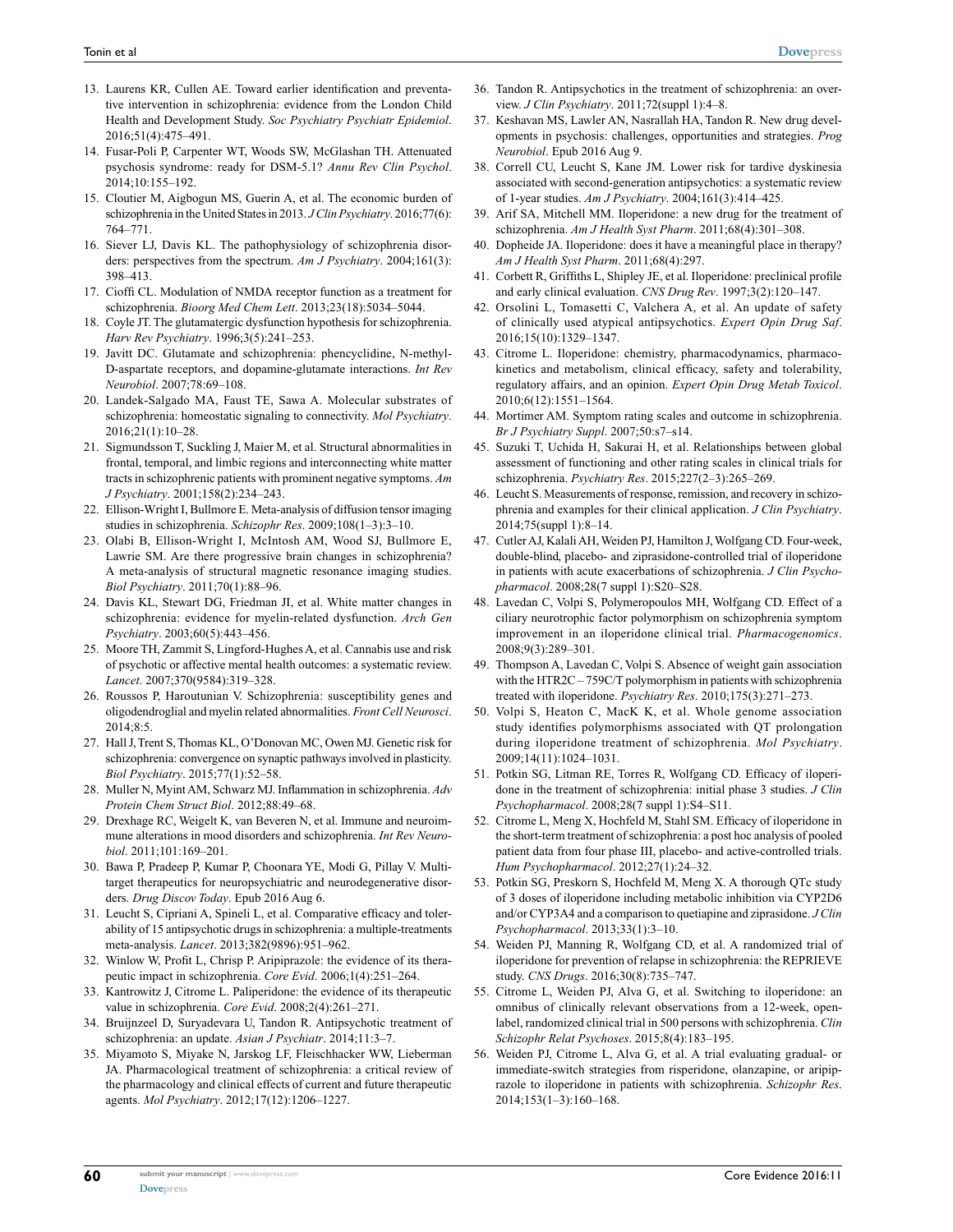13. Laurens KR, Cullen AE. Toward earlier identification and preventative intervention in schizophrenia: evidence from the London Child Health and Development Study. *Soc Psychiatry Psychiatr Epidemiol*. 2016;51(4):475–491.
14. Fusar-Poli P, Carpenter WT, Woods SW, McGlashan TH. Attenuated psychosis syndrome: ready for DSM-5.1? *Annu Rev Clin Psychol*. 2014;10:155–192.
15. Cloutier M, Aigbogun MS, Guerin A, et al. The economic burden of schizophrenia in the United States in 2013. *J Clin Psychiatry*. 2016;77(6):764–771.
16. Siever LJ, Davis KL. The pathophysiology of schizophrenia disorders: perspectives from the spectrum. *Am J Psychiatry*. 2004;161(3):398–413.
17. Cioffi CL. Modulation of NMDA receptor function as a treatment for schizophrenia. *Bioorg Med Chem Lett*. 2013;23(18):5034–5044.
18. Coyle JT. The glutamatergic dysfunction hypothesis for schizophrenia. *Harv Rev Psychiatry*. 1996;3(5):241–253.
19. Javitt DC. Glutamate and schizophrenia: phencyclidine, N-methyl-D-aspartate receptors, and dopamine-glutamate interactions. *Int Rev Neurobiol*. 2007;78:69–108.
20. Landek-Salgado MA, Faust TE, Sawa A. Molecular substrates of schizophrenia: homeostatic signaling to connectivity. *Mol Psychiatry*. 2016;21(1):10–28.
21. Sigmundsson T, Suckling J, Maier M, et al. Structural abnormalities in frontal, temporal, and limbic regions and interconnecting white matter tracts in schizophrenic patients with prominent negative symptoms. *Am J Psychiatry*. 2001;158(2):234–243.
22. Ellison-Wright I, Bullmore E. Meta-analysis of diffusion tensor imaging studies in schizophrenia. *Schizophr Res*. 2009;108(1–3):3–10.
23. Olabi B, Ellison-Wright I, McIntosh AM, Wood SJ, Bullmore E, Lawrie SM. Are there progressive brain changes in schizophrenia? A meta-analysis of structural magnetic resonance imaging studies. *Biol Psychiatry*. 2011;70(1):88–96.
24. Davis KL, Stewart DG, Friedman JI, et al. White matter changes in schizophrenia: evidence for myelin-related dysfunction. *Arch Gen Psychiatry*. 2003;60(5):443–456.
25. Moore TH, Zammit S, Lingford-Hughes A, et al. Cannabis use and risk of psychotic or affective mental health outcomes: a systematic review. *Lancet*. 2007;370(9584):319–328.
26. Roussos P, Haroutunian V. Schizophrenia: susceptibility genes and oligodendroglial and myelin related abnormalities. *Front Cell Neurosci*. 2014;8:5.
27. Hall J, Trent S, Thomas KL, O'Donovan MC, Owen MJ. Genetic risk for schizophrenia: convergence on synaptic pathways involved in plasticity. *Biol Psychiatry*. 2015;77(1):52–58.
28. Muller N, Myint AM, Schwarz MJ. Inflammation in schizophrenia. *Adv Protein Chem Struct Biol*. 2012;88:49–68.
29. Drexhage RC, Weigelt K, van Beveren N, et al. Immune and neuroimmune alterations in mood disorders and schizophrenia. *Int Rev Neurobiol*. 2011;101:169–201.
30. Bawa P, Pradeep P, Kumar P, Choonara YE, Modi G, Pillay V. Multi-target therapeutics for neuropsychiatric and neurodegenerative disorders. *Drug Discov Today*. Epub 2016 Aug 6.
31. Leucht S, Cipriani A, Spineli L, et al. Comparative efficacy and tolerability of 15 antipsychotic drugs in schizophrenia: a multiple-treatments meta-analysis. *Lancet*. 2013;382(9896):951–962.
32. Winlow W, Profit L, Chrisp P. Aripiprazole: the evidence of its therapeutic impact in schizophrenia. *Core Evid*. 2006;1(4):251–264.
33. Kantrowitz J, Citrome L. Paliperidone: the evidence of its therapeutic value in schizophrenia. *Core Evid*. 2008;2(4):261–271.
34. Bruijnzeel D, Suryadevara U, Tandon R. Antipsychotic treatment of schizophrenia: an update. *Asian J Psychiatr*. 2014;11:3–7.
35. Miyamoto S, Miyake N, Jarskog LF, Fleischhacker WW, Lieberman JA. Pharmacological treatment of schizophrenia: a critical review of the pharmacology and clinical effects of current and future therapeutic agents. *Mol Psychiatry*. 2012;17(12):1206–1227.
36. Tandon R. Antipsychotics in the treatment of schizophrenia: an overview. *J Clin Psychiatry*. 2011;72(suppl 1):4–8.
37. Keshavan MS, Lawler AN, Nasrallah HA, Tandon R. New drug developments in psychosis: challenges, opportunities and strategies. *Prog Neurobiol*. Epub 2016 Aug 9.
38. Correll CU, Leucht S, Kane JM. Lower risk for tardive dyskinesia associated with second-generation antipsychotics: a systematic review of 1-year studies. *Am J Psychiatry*. 2004;161(3):414–425.
39. Arif SA, Mitchell MM. Iloperidone: a new drug for the treatment of schizophrenia. *Am J Health Syst Pharm*. 2011;68(4):301–308.
40. Dopheide JA. Iloperidone: does it have a meaningful place in therapy? *Am J Health Syst Pharm*. 2011;68(4):297.
41. Corbett R, Griffiths L, Shipley JE, et al. Iloperidone: preclinical profile and early clinical evaluation. *CNS Drug Rev*. 1997;3(2):120–147.
42. Orsolini L, Tomasetti C, Valchera A, et al. An update of safety of clinically used atypical antipsychotics. *Expert Opin Drug Saf*. 2016;15(10):1329–1347.
43. Citrome L. Iloperidone: chemistry, pharmacodynamics, pharmacokinetics and metabolism, clinical efficacy, safety and tolerability, regulatory affairs, and an opinion. *Expert Opin Drug Metab Toxicol*. 2010;6(12):1551–1564.
44. Mortimer AM. Symptom rating scales and outcome in schizophrenia. *Br J Psychiatry Suppl*. 2007;50:s7–s14.
45. Suzuki T, Uchida H, Sakurai H, et al. Relationships between global assessment of functioning and other rating scales in clinical trials for schizophrenia. *Psychiatry Res*. 2015;227(2–3):265–269.
46. Leucht S. Measurements of response, remission, and recovery in schizophrenia and examples for their clinical application. *J Clin Psychiatry*. 2014;75(suppl 1):8–14.
47. Cutler AJ, Kalali AH, Weiden PJ, Hamilton J, Wolfgang CD. Four-week, double-blind, placebo- and ziprasidone-controlled trial of iloperidone in patients with acute exacerbations of schizophrenia. *J Clin Psychopharmacol*. 2008;28(7 suppl 1):S20–S28.
48. Lavedan C, Volpi S, Polymeropoulos MH, Wolfgang CD. Effect of a ciliary neurotrophic factor polymorphism on schizophrenia symptom improvement in an iloperidone clinical trial. *Pharmacogenomics*. 2008;9(3):289–301.
49. Thompson A, Lavedan C, Volpi S. Absence of weight gain association with the HTR2C – 759C/T polymorphism in patients with schizophrenia treated with iloperidone. *Psychiatry Res*. 2010;175(3):271–273.
50. Volpi S, Heaton C, Mack K, et al. Whole genome association study identifies polymorphisms associated with QT prolongation during iloperidone treatment of schizophrenia. *Mol Psychiatry*. 2009;14(11):1024–1031.
51. Potkin SG, Litman RE, Torres R, Wolfgang CD. Efficacy of iloperidone in the treatment of schizophrenia: initial phase 3 studies. *J Clin Psychopharmacol*. 2008;28(7 suppl 1):S4–S11.
52. Citrome L, Meng X, Hochfeld M, Stahl SM. Efficacy of iloperidone in the short-term treatment of schizophrenia: a post hoc analysis of pooled patient data from four phase III, placebo- and active-controlled trials. *Hum Psychopharmacol*. 2012;27(1):24–32.
53. Potkin SG, Preskorn S, Hochfeld M, Meng X. A thorough QTc study of 3 doses of iloperidone including metabolic inhibition via CYP2D6 and/or CYP3A4 and a comparison to quetiapine and ziprasidone. *J Clin Psychopharmacol*. 2013;33(1):3–10.
54. Weiden PJ, Manning R, Wolfgang CD, et al. A randomized trial of iloperidone for prevention of relapse in schizophrenia: the REPRIEVE study. *CNS Drugs*. 2016;30(8):735–747.
55. Citrome L, Weiden PJ, Alva G, et al. Switching to iloperidone: an omnibus of clinically relevant observations from a 12-week, open-label, randomized clinical trial in 500 persons with schizophrenia. *Clin Schizophr Relat Psychoses*. 2015;8(4):183–195.
56. Weiden PJ, Citrome L, Alva G, et al. A trial evaluating gradual- or immediate-switch strategies from risperidone, olanzapine, or aripiprazole to iloperidone in patients with schizophrenia. *Schizophr Res*. 2014;153(1–3):160–168.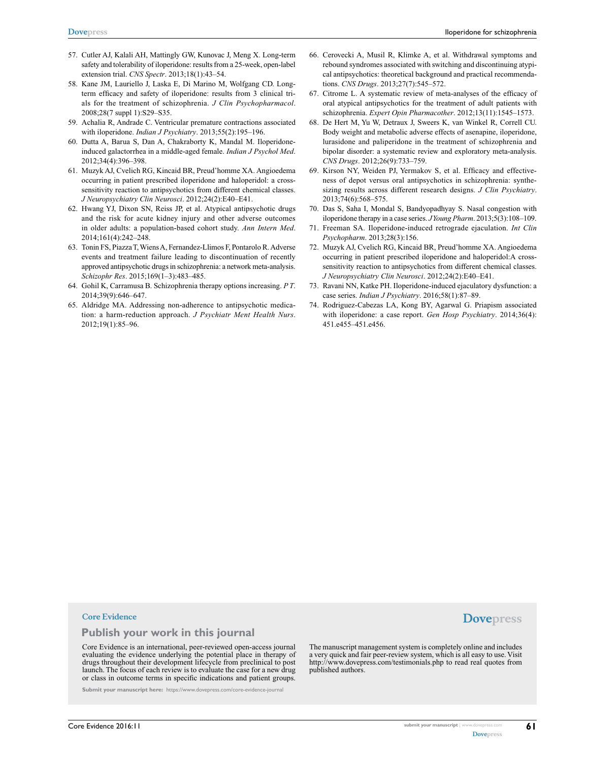57. Cutler AJ, Kalali AH, Mattingly GW, Kunovac J, Meng X. Long-term safety and tolerability of iloperidone: results from a 25-week, open-label extension trial. *CNS Spectr*. 2013;18(1):43–54.
58. Kane JM, Lauriello J, Laska E, Di Marino M, Wolfgang CD. Long-term efficacy and safety of iloperidone: results from 3 clinical trials for the treatment of schizophrenia. *J Clin Psychopharmacol*. 2008;28(7 suppl 1):S29–S35.
59. Achalia R, Andrade C. Ventricular premature contractions associated with iloperidone. *Indian J Psychiatry*. 2013;55(2):195–196.
60. Dutta A, Barua S, Dan A, Chakraborty K, Mandal M. Iloperidone-induced galactorrhea in a middle-aged female. *Indian J Psychol Med*. 2012;34(4):396–398.
61. Muzyk AJ, Cvelich RG, Kincaid BR, Preud'homme XA. Angioedema occurring in patient prescribed iloperidone and haloperidol: a cross-sensitivity reaction to antipsychotics from different chemical classes. *J Neuropsychiatry Clin Neurosci*. 2012;24(2):E40–E41.
62. Hwang YJ, Dixon SN, Reiss JP, et al. Atypical antipsychotic drugs and the risk for acute kidney injury and other adverse outcomes in older adults: a population-based cohort study. *Ann Intern Med*. 2014;161(4):242–248.
63. Tonin FS, Piazza T, Wiens A, Fernandez-Llimos F, Pontarolo R. Adverse events and treatment failure leading to discontinuation of recently approved antipsychotic drugs in schizophrenia: a network meta-analysis. *Schizophr Res*. 2015;169(1–3):483–485.
64. Gohil K, Carramusa B. Schizophrenia therapy options increasing. *P T*. 2014;39(9):646–647.
65. Aldridge MA. Addressing non-adherence to antipsychotic medication: a harm-reduction approach. *J Psychiatr Ment Health Nurs*. 2012;19(1):85–96.
66. Cerovecki A, Musil R, Klimke A, et al. Withdrawal symptoms and rebound syndromes associated with switching and discontinuing atypical antipsychotics: theoretical background and practical recommendations. *CNS Drugs*. 2013;27(7):545–572.
67. Citrome L. A systematic review of meta-analyses of the efficacy of oral atypical antipsychotics for the treatment of adult patients with schizophrenia. *Expert Opin Pharmacother*. 2012;13(11):1545–1573.
68. De Hert M, Yu W, Detraux J, Sweers K, van Winkel R, Correll CU. Body weight and metabolic adverse effects of asenapine, iloperidone, lurasidone and paliperidone in the treatment of schizophrenia and bipolar disorder: a systematic review and exploratory meta-analysis. *CNS Drugs*. 2012;26(9):733–759.
69. Kirson NY, Weiden PJ, Yermakov S, et al. Efficacy and effectiveness of depot versus oral antipsychotics in schizophrenia: synthesizing results across different research designs. *J Clin Psychiatry*. 2013;74(6):568–575.
70. Das S, Saha I, Mondal S, Bandyopadhyay S. Nasal congestion with iloperidone therapy in a case series. *J Young Pharm*. 2013;5(3):108–109.
71. Freeman SA. Iloperidone-induced retrograde ejaculation. *Int Clin Psychopharm*. 2013;28(3):156.
72. Muzyk AJ, Cvelich RG, Kincaid BR, Preud'homme XA. Angioedema occurring in patient prescribed iloperidone and haloperidol:A cross-sensitivity reaction to antipsychotics from different chemical classes. *J Neuropsychiatry Clin Neurosci*. 2012;24(2):E40–E41.
73. Ravani NN, Katke PH. Iloperidone-induced ejaculatory dysfunction: a case series. *Indian J Psychiatry*. 2016;58(1):87–89.
74. Rodriguez-Cabezas LA, Kong BY, Agarwal G. Priapism associated with iloperidone: a case report. *Gen Hosp Psychiatry*. 2014;36(4): 451.e455–451.e456.

**Core Evidence**

**Dovepress**

## Publish your work in this journal

Core Evidence is an international, peer-reviewed open-access journal evaluating the evidence underlying the potential place in therapy of drugs throughout their development lifecycle from preclinical to post launch. The focus of each review is to evaluate the case for a new drug or class in outcome terms in specific indications and patient groups. The manuscript management system is completely online and includes a very quick and fair peer-review system, which is all easy to use. Visit http://www.dovepress.com/testimonials.php to read real quotes from published authors.

**Submit your manuscript here:** https://www.dovepress.com/core-evidence-journal